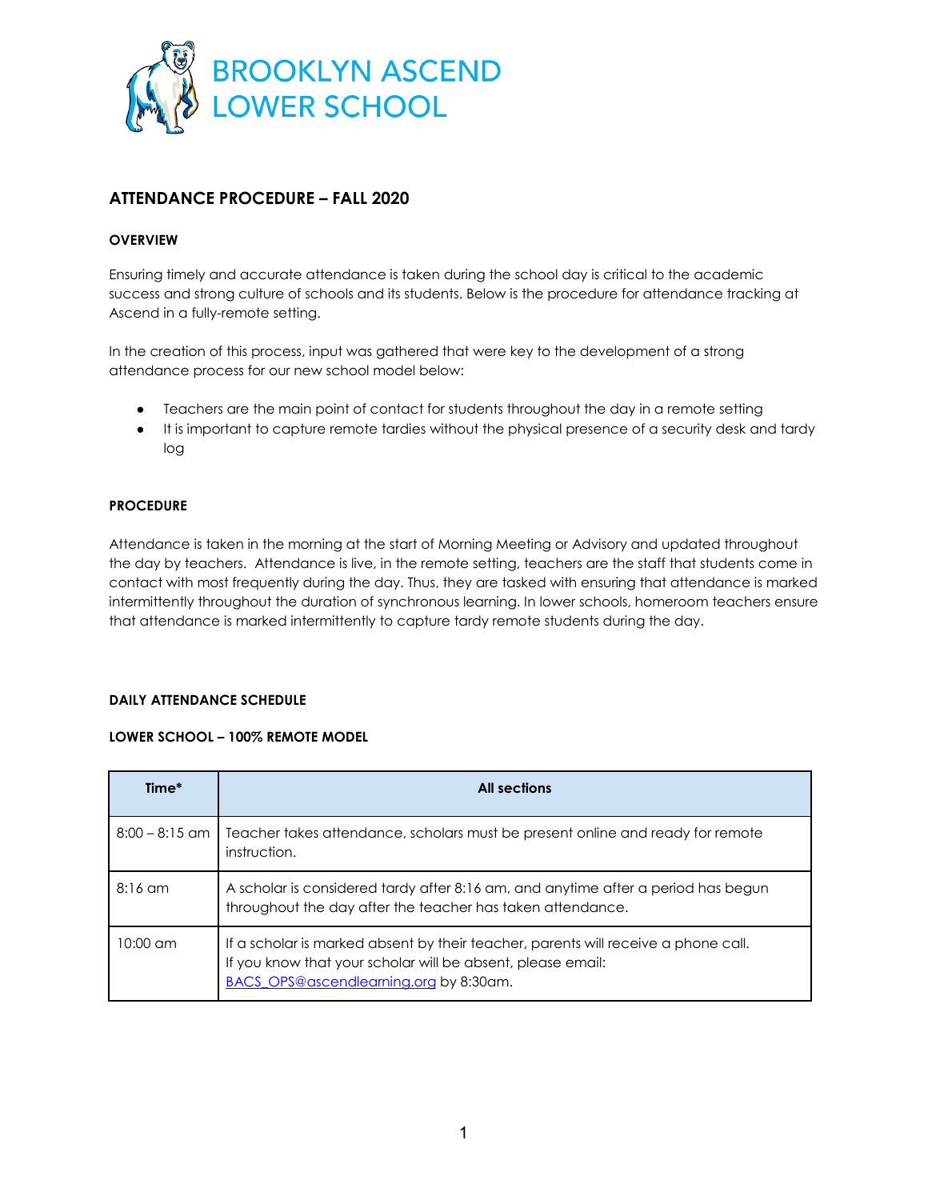BROOKLYN ASCEND
LOWER SCHOOL

## ATTENDANCE PROCEDURE – FALL 2020

### OVERVIEW

Ensuring timely and accurate attendance is taken during the school day is critical to the academic success and strong culture of schools and its students. Below is the procedure for attendance tracking at Ascend in a fully-remote setting.

In the creation of this process, input was gathered that were key to the development of a strong attendance process for our new school model below:

- Teachers are the main point of contact for students throughout the day in a remote setting
- It is important to capture remote tardies without the physical presence of a security desk and tardy log

### PROCEDURE

Attendance is taken in the morning at the start of Morning Meeting or Advisory and updated throughout the day by teachers. Attendance is live, in the remote setting, teachers are the staff that students come in contact with most frequently during the day. Thus, they are tasked with ensuring that attendance is marked intermittently throughout the duration of synchronous learning. In lower schools, homeroom teachers ensure that attendance is marked intermittently to capture tardy remote students during the day.

### DAILY ATTENDANCE SCHEDULE

#### LOWER SCHOOL – 100% REMOTE MODEL

| Time* | All sections |
|---|---|
| 8:00 – 8:15 am | Teacher takes attendance, scholars must be present online and ready for remote instruction. |
| 8:16 am | A scholar is considered tardy after 8:16 am, and anytime after a period has begun throughout the day after the teacher has taken attendance. |
| 10:00 am | If a scholar is marked absent by their teacher, parents will receive a phone call. If you know that your scholar will be absent, please email: BACS_OPS@ascendlearning.org by 8:30am. |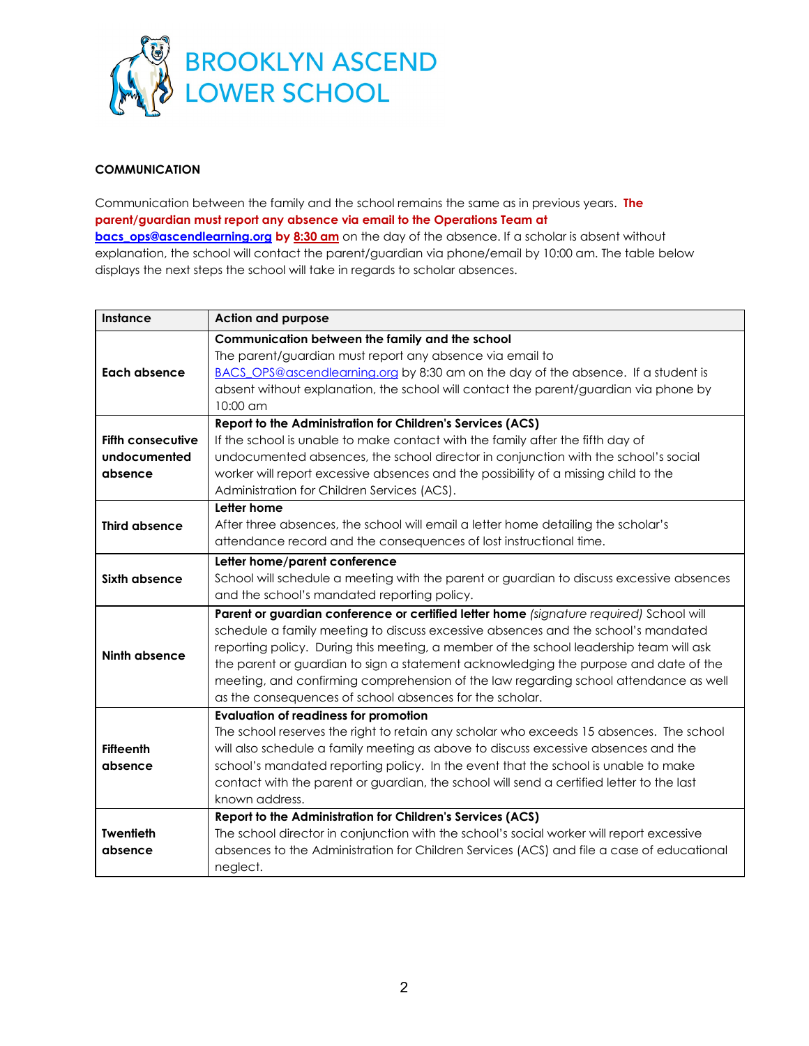BROOKLYN ASCEND LOWER SCHOOL

**COMMUNICATION**

Communication between the family and the school remains the same as in previous years. **The parent/guardian must report any absence via email to the Operations Team at bacs_ops@ascendlearning.org by 8:30 am** on the day of the absence. If a scholar is absent without explanation, the school will contact the parent/guardian via phone/email by 10:00 am. The table below displays the next steps the school will take in regards to scholar absences.

| Instance | Action and purpose |
|---|---|
| **Each absence** | **Communication between the family and the school**<br>The parent/guardian must report any absence via email to BACS_OPS@ascendlearning.org by 8:30 am on the day of the absence. If a student is absent without explanation, the school will contact the parent/guardian via phone by 10:00 am |
| **Fifth consecutive undocumented absence** | **Report to the Administration for Children's Services (ACS)**<br>If the school is unable to make contact with the family after the fifth day of undocumented absences, the school director in conjunction with the school's social worker will report excessive absences and the possibility of a missing child to the Administration for Children Services (ACS). |
| **Third absence** | **Letter home**<br>After three absences, the school will email a letter home detailing the scholar's attendance record and the consequences of lost instructional time. |
| **Sixth absence** | **Letter home/parent conference**<br>School will schedule a meeting with the parent or guardian to discuss excessive absences and the school's mandated reporting policy. |
| **Ninth absence** | **Parent or guardian conference or certified letter home** *(signature required)* School will schedule a family meeting to discuss excessive absences and the school's mandated reporting policy. During this meeting, a member of the school leadership team will ask the parent or guardian to sign a statement acknowledging the purpose and date of the meeting, and confirming comprehension of the law regarding school attendance as well as the consequences of school absences for the scholar. |
| **Fifteenth absence** | **Evaluation of readiness for promotion**<br>The school reserves the right to retain any scholar who exceeds 15 absences. The school will also schedule a family meeting as above to discuss excessive absences and the school's mandated reporting policy. In the event that the school is unable to make contact with the parent or guardian, the school will send a certified letter to the last known address. |
| **Twentieth absence** | **Report to the Administration for Children's Services (ACS)**<br>The school director in conjunction with the school's social worker will report excessive absences to the Administration for Children Services (ACS) and file a case of educational neglect. |